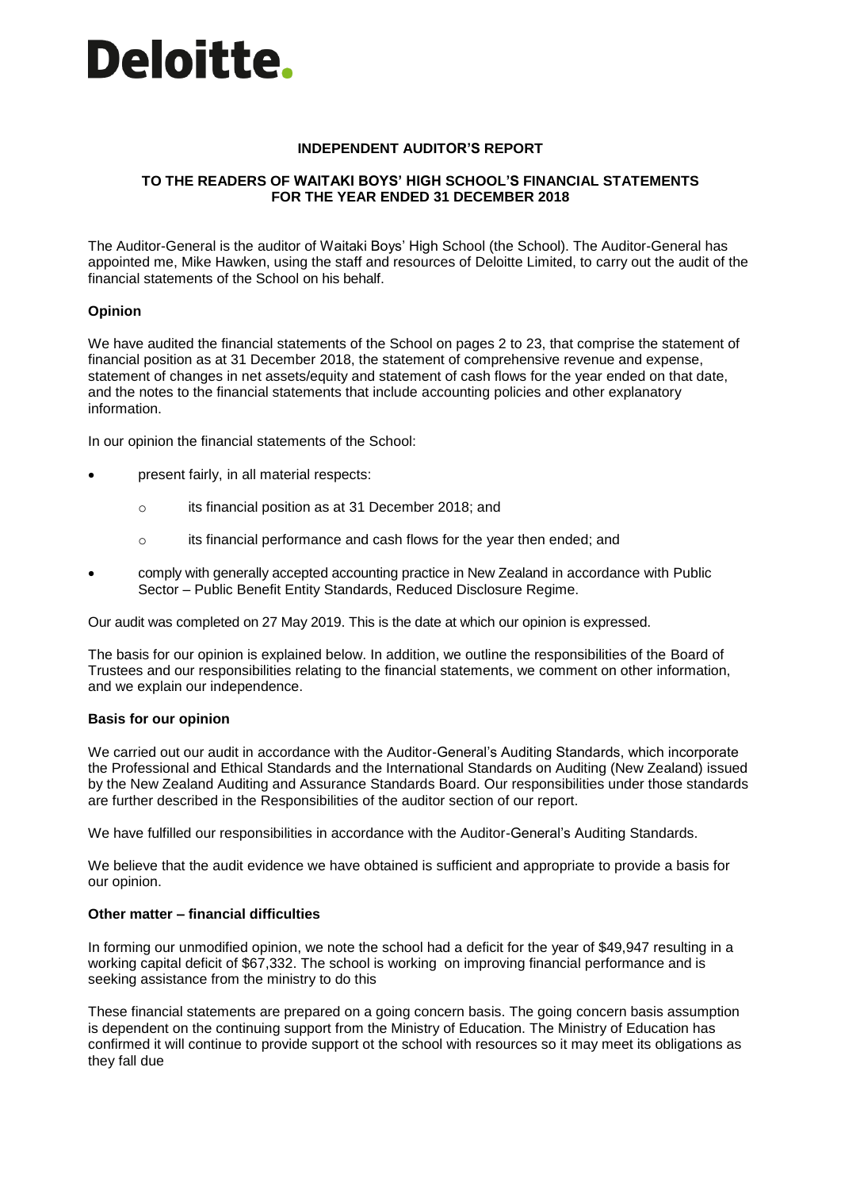# Deloitte.

**INDEPENDENT AUDITOR'S REPORT**

**TO THE READERS OF WAITAKI BOYS' HIGH SCHOOL'S FINANCIAL STATEMENTS FOR THE YEAR ENDED 31 DECEMBER 2018**

The Auditor-General is the auditor of Waitaki Boys' High School (the School). The Auditor-General has appointed me, Mike Hawken, using the staff and resources of Deloitte Limited, to carry out the audit of the financial statements of the School on his behalf.

**Opinion**

We have audited the financial statements of the School on pages 2 to 23, that comprise the statement of financial position as at 31 December 2018, the statement of comprehensive revenue and expense, statement of changes in net assets/equity and statement of cash flows for the year ended on that date, and the notes to the financial statements that include accounting policies and other explanatory information.

In our opinion the financial statements of the School:

- present fairly, in all material respects:
    - its financial position as at 31 December 2018; and
    - its financial performance and cash flows for the year then ended; and
- comply with generally accepted accounting practice in New Zealand in accordance with Public Sector – Public Benefit Entity Standards, Reduced Disclosure Regime.

Our audit was completed on 27 May 2019. This is the date at which our opinion is expressed.

The basis for our opinion is explained below. In addition, we outline the responsibilities of the Board of Trustees and our responsibilities relating to the financial statements, we comment on other information, and we explain our independence.

**Basis for our opinion**

We carried out our audit in accordance with the Auditor-General's Auditing Standards, which incorporate the Professional and Ethical Standards and the International Standards on Auditing (New Zealand) issued by the New Zealand Auditing and Assurance Standards Board. Our responsibilities under those standards are further described in the Responsibilities of the auditor section of our report.

We have fulfilled our responsibilities in accordance with the Auditor-General's Auditing Standards.

We believe that the audit evidence we have obtained is sufficient and appropriate to provide a basis for our opinion.

**Other matter – financial difficulties**

In forming our unmodified opinion, we note the school had a deficit for the year of $49,947 resulting in a working capital deficit of $67,332. The school is working on improving financial performance and is seeking assistance from the ministry to do this

These financial statements are prepared on a going concern basis. The going concern basis assumption is dependent on the continuing support from the Ministry of Education. The Ministry of Education has confirmed it will continue to provide support ot the school with resources so it may meet its obligations as they fall due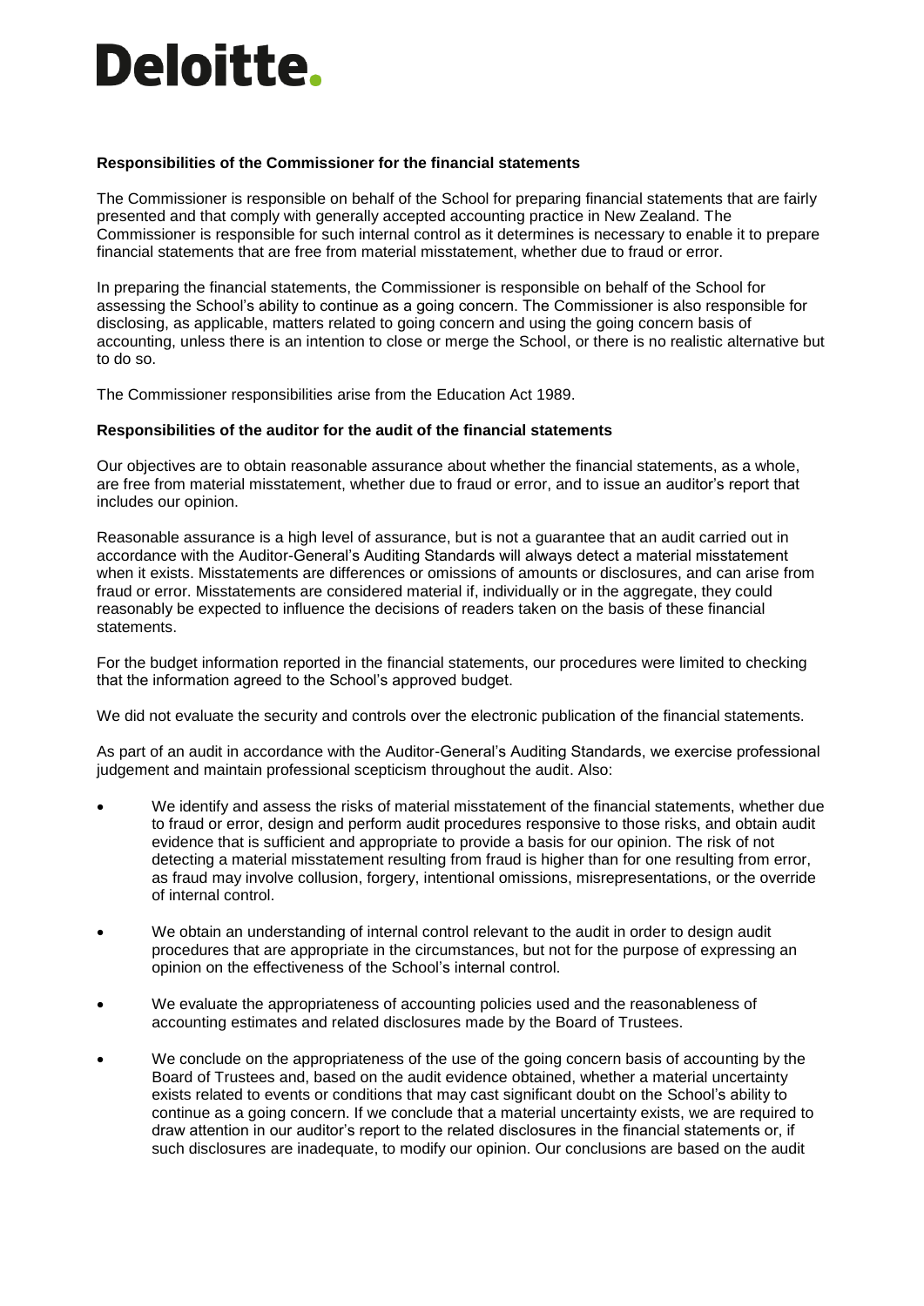**Responsibilities of the Commissioner for the financial statements**

The Commissioner is responsible on behalf of the School for preparing financial statements that are fairly presented and that comply with generally accepted accounting practice in New Zealand. The Commissioner is responsible for such internal control as it determines is necessary to enable it to prepare financial statements that are free from material misstatement, whether due to fraud or error.

In preparing the financial statements, the Commissioner is responsible on behalf of the School for assessing the School's ability to continue as a going concern. The Commissioner is also responsible for disclosing, as applicable, matters related to going concern and using the going concern basis of accounting, unless there is an intention to close or merge the School, or there is no realistic alternative but to do so.

The Commissioner responsibilities arise from the Education Act 1989.

**Responsibilities of the auditor for the audit of the financial statements**

Our objectives are to obtain reasonable assurance about whether the financial statements, as a whole, are free from material misstatement, whether due to fraud or error, and to issue an auditor's report that includes our opinion.

Reasonable assurance is a high level of assurance, but is not a guarantee that an audit carried out in accordance with the Auditor-General's Auditing Standards will always detect a material misstatement when it exists. Misstatements are differences or omissions of amounts or disclosures, and can arise from fraud or error. Misstatements are considered material if, individually or in the aggregate, they could reasonably be expected to influence the decisions of readers taken on the basis of these financial statements.

For the budget information reported in the financial statements, our procedures were limited to checking that the information agreed to the School's approved budget.

We did not evaluate the security and controls over the electronic publication of the financial statements.

As part of an audit in accordance with the Auditor-General's Auditing Standards, we exercise professional judgement and maintain professional scepticism throughout the audit. Also:

- We identify and assess the risks of material misstatement of the financial statements, whether due to fraud or error, design and perform audit procedures responsive to those risks, and obtain audit evidence that is sufficient and appropriate to provide a basis for our opinion. The risk of not detecting a material misstatement resulting from fraud is higher than for one resulting from error, as fraud may involve collusion, forgery, intentional omissions, misrepresentations, or the override of internal control.
- We obtain an understanding of internal control relevant to the audit in order to design audit procedures that are appropriate in the circumstances, but not for the purpose of expressing an opinion on the effectiveness of the School's internal control.
- We evaluate the appropriateness of accounting policies used and the reasonableness of accounting estimates and related disclosures made by the Board of Trustees.
- We conclude on the appropriateness of the use of the going concern basis of accounting by the Board of Trustees and, based on the audit evidence obtained, whether a material uncertainty exists related to events or conditions that may cast significant doubt on the School's ability to continue as a going concern. If we conclude that a material uncertainty exists, we are required to draw attention in our auditor's report to the related disclosures in the financial statements or, if such disclosures are inadequate, to modify our opinion. Our conclusions are based on the audit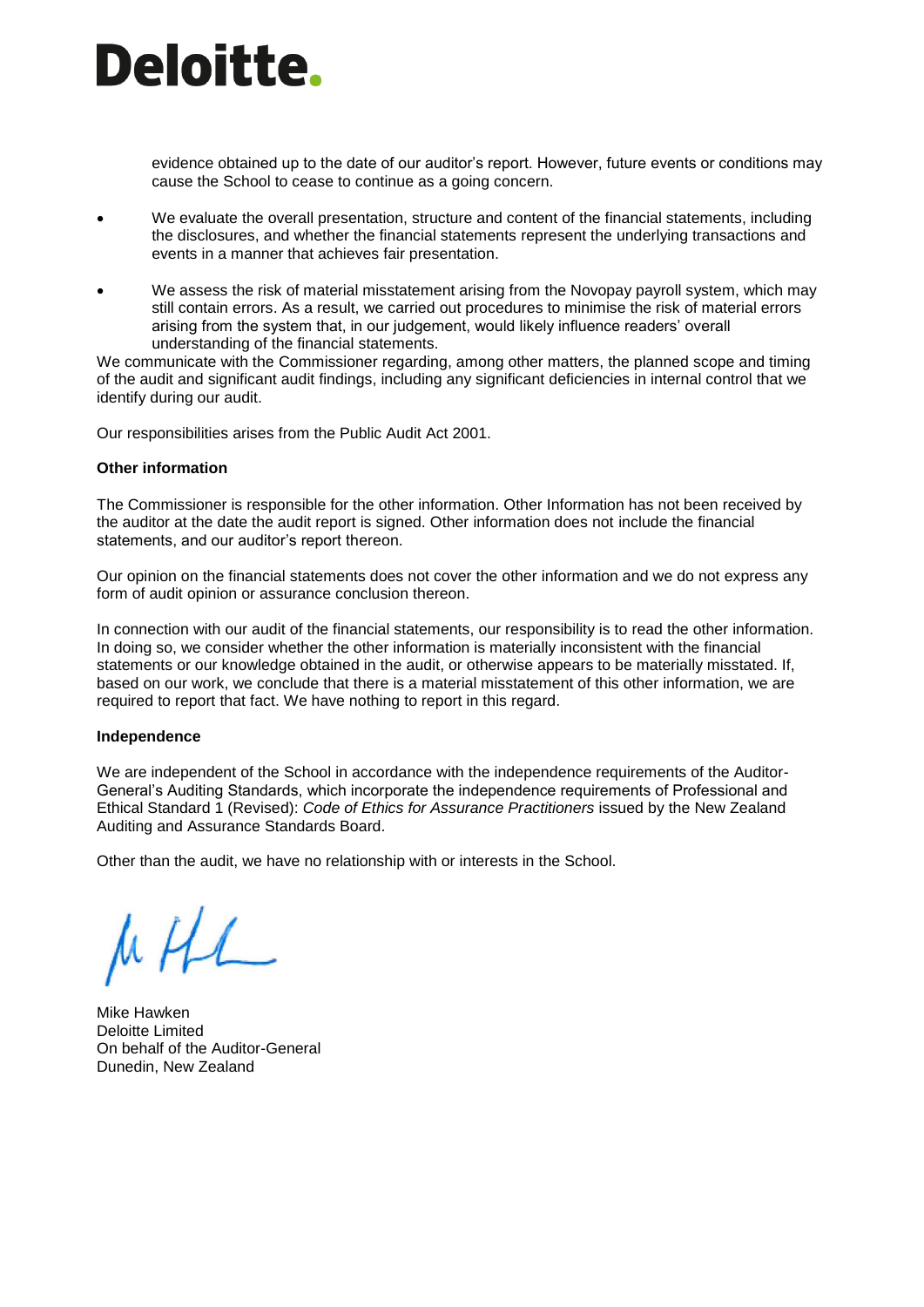evidence obtained up to the date of our auditor's report. However, future events or conditions may cause the School to cease to continue as a going concern.

- We evaluate the overall presentation, structure and content of the financial statements, including the disclosures, and whether the financial statements represent the underlying transactions and events in a manner that achieves fair presentation.
- We assess the risk of material misstatement arising from the Novopay payroll system, which may still contain errors. As a result, we carried out procedures to minimise the risk of material errors arising from the system that, in our judgement, would likely influence readers' overall understanding of the financial statements.

We communicate with the Commissioner regarding, among other matters, the planned scope and timing of the audit and significant audit findings, including any significant deficiencies in internal control that we identify during our audit.

Our responsibilities arises from the Public Audit Act 2001.

**Other information**

The Commissioner is responsible for the other information. Other Information has not been received by the auditor at the date the audit report is signed. Other information does not include the financial statements, and our auditor's report thereon.

Our opinion on the financial statements does not cover the other information and we do not express any form of audit opinion or assurance conclusion thereon.

In connection with our audit of the financial statements, our responsibility is to read the other information. In doing so, we consider whether the other information is materially inconsistent with the financial statements or our knowledge obtained in the audit, or otherwise appears to be materially misstated. If, based on our work, we conclude that there is a material misstatement of this other information, we are required to report that fact. We have nothing to report in this regard.

**Independence**

We are independent of the School in accordance with the independence requirements of the Auditor-General's Auditing Standards, which incorporate the independence requirements of Professional and Ethical Standard 1 (Revised): *Code of Ethics for Assurance Practitioners* issued by the New Zealand Auditing and Assurance Standards Board.

Other than the audit, we have no relationship with or interests in the School.

Mike Hawken
Deloitte Limited
On behalf of the Auditor-General
Dunedin, New Zealand